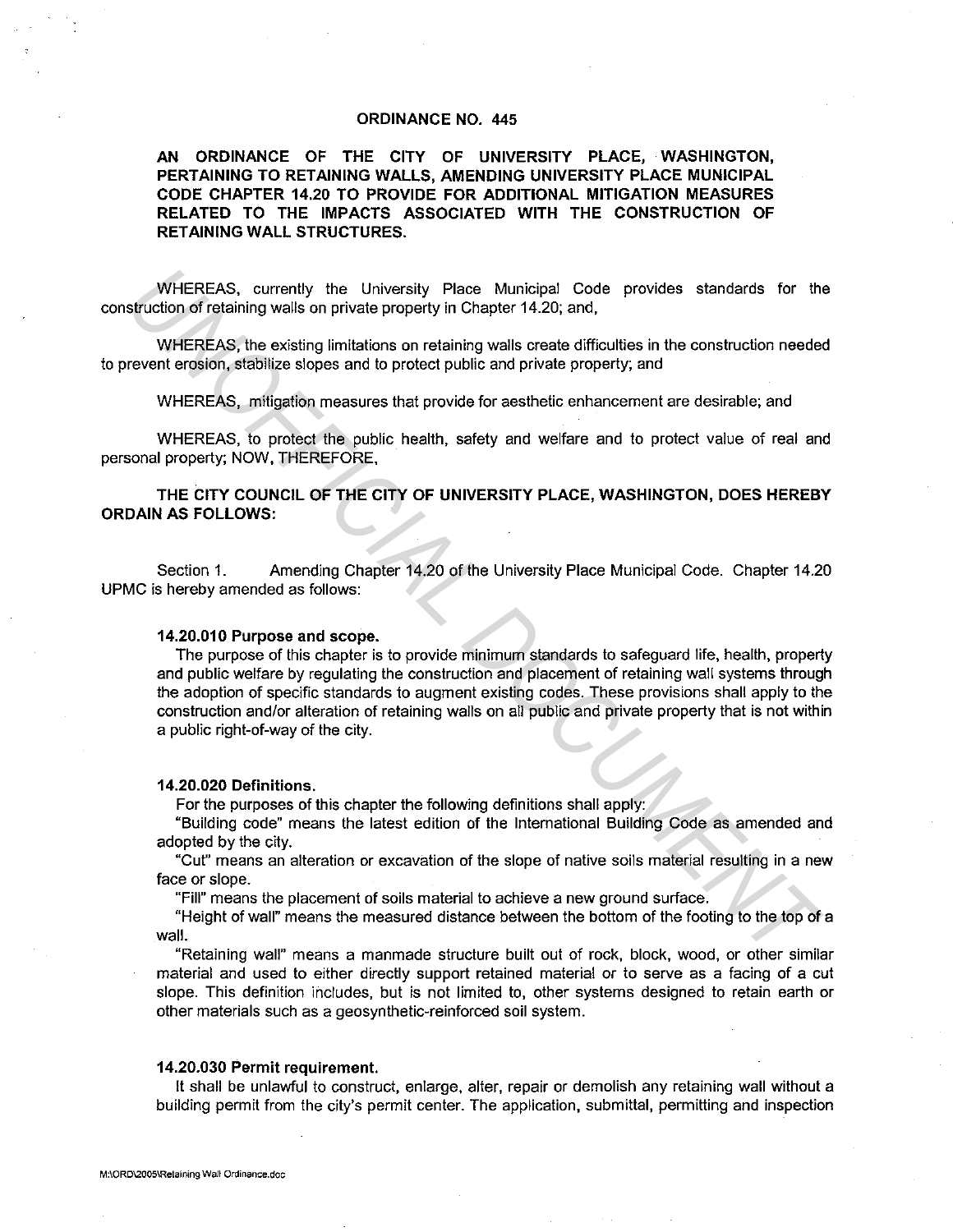# ORDINANCE NO. 445

**AN ORDINANCE OF THE CITY OF UNIVERSITY PLACE, WASHINGTON, PERTAINING TO RETAINING WALLS, AMENDING UNIVERSITY PLACE MUNICIPAL CODE CHAPTER 14.20 TO PROVIDE FOR ADDITIONAL MITIGATION MEASURES RELATED TO THE IMPACTS ASSOCIATED WITH THE CONSTRUCTION OF RETAINING WALL STRUCTURES.**

WHEREAS, currently the University Place Municipal Code provides standards for the construction of retaining walls on private property in Chapter 14.20; and,

WHEREAS, the existing limitations on retaining walls create difficulties in the construction needed to prevent erosion, stabilize slopes and to protect public and private property; and

WHEREAS, mitigation measures that provide for aesthetic enhancement are desirable; and

WHEREAS, to protect the public health, safety and welfare and to protect value of real and personal property; NOW, THEREFORE,

**THE CITY COUNCIL OF THE CITY OF UNIVERSITY PLACE, WASHINGTON, DOES HEREBY ORDAIN AS FOLLOWS:**

Section 1. Amending Chapter 14.20 of the University Place Municipal Code. Chapter 14.20 UPMC is hereby amended as follows:

**14.20.010 Purpose and scope.**

The purpose of this chapter is to provide minimum standards to safeguard life, health, property and public welfare by regulating the construction and placement of retaining wall systems through the adoption of specific standards to augment existing codes. These provisions shall apply to the construction and/or alteration of retaining walls on all public and private property that is not within a public right-of-way of the city.

**14.20.020 Definitions.**

For the purposes of this chapter the following definitions shall apply:

"Building code" means the latest edition of the International Building Code as amended and adopted by the city.

"Cut" means an alteration or excavation of the slope of native soils material resulting in a new face or slope.

"Fill" means the placement of soils material to achieve a new ground surface.

"Height of wall" means the measured distance between the bottom of the footing to the top of a wall.

"Retaining wall" means a manmade structure built out of rock, block, wood, or other similar material and used to either directly support retained material or to serve as a facing of a cut slope. This definition includes, but is not limited to, other systems designed to retain earth or other materials such as a geosynthetic-reinforced soil system.

**14.20.030 Permit requirement.**

It shall be unlawful to construct, enlarge, alter, repair or demolish any retaining wall without a building permit from the city's permit center. The application, submittal, permitting and inspection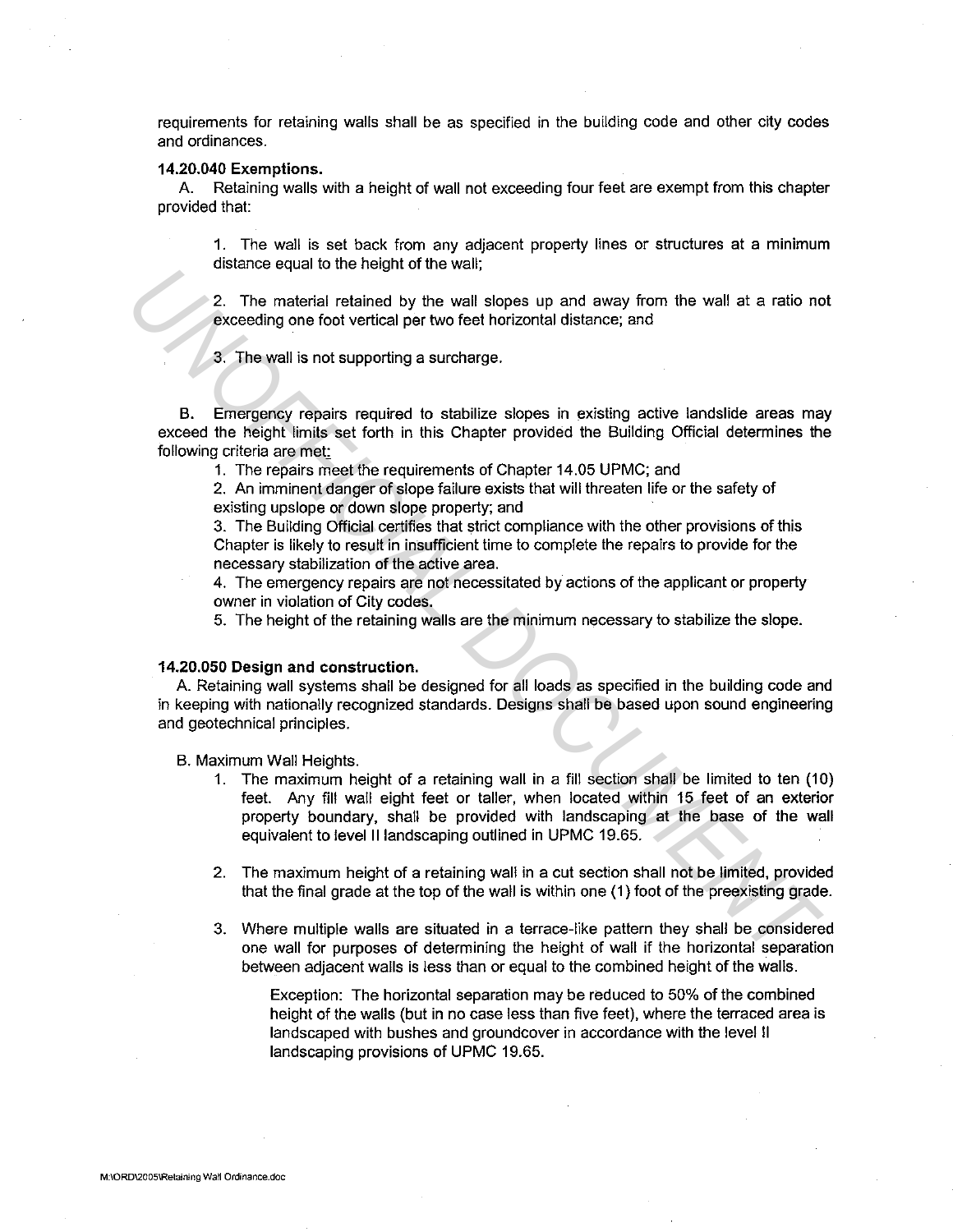requirements for retaining walls shall be as specified in the building code and other city codes and ordinances.

**14.20.040 Exemptions.**

A. Retaining walls with a height of wall not exceeding four feet are exempt from this chapter provided that:

1. The wall is set back from any adjacent property lines or structures at a minimum distance equal to the height of the wall;

2. The material retained by the wall slopes up and away from the wall at a ratio not exceeding one foot vertical per two feet horizontal distance; and

3. The wall is not supporting a surcharge.

B. Emergency repairs required to stabilize slopes in existing active landslide areas may exceed the height limits set forth in this Chapter provided the Building Official determines the following criteria are met:

1. The repairs meet the requirements of Chapter 14.05 UPMC; and
2. An imminent danger of slope failure exists that will threaten life or the safety of existing upslope or down slope property; and
3. The Building Official certifies that strict compliance with the other provisions of this Chapter is likely to result in insufficient time to complete the repairs to provide for the necessary stabilization of the active area.
4. The emergency repairs are not necessitated by actions of the applicant or property owner in violation of City codes.
5. The height of the retaining walls are the minimum necessary to stabilize the slope.

**14.20.050 Design and construction.**

A. Retaining wall systems shall be designed for all loads as specified in the building code and in keeping with nationally recognized standards. Designs shall be based upon sound engineering and geotechnical principles.

B. Maximum Wall Heights.

1. The maximum height of a retaining wall in a fill section shall be limited to ten (10) feet. Any fill wall eight feet or taller, when located within 15 feet of an exterior property boundary, shall be provided with landscaping at the base of the wall equivalent to level II landscaping outlined in UPMC 19.65.

2. The maximum height of a retaining wall in a cut section shall not be limited, provided that the final grade at the top of the wall is within one (1) foot of the preexisting grade.

3. Where multiple walls are situated in a terrace-like pattern they shall be considered one wall for purposes of determining the height of wall if the horizontal separation between adjacent walls is less than or equal to the combined height of the walls.

   Exception: The horizontal separation may be reduced to 50% of the combined height of the walls (but in no case less than five feet), where the terraced area is landscaped with bushes and groundcover in accordance with the level II landscaping provisions of UPMC 19.65.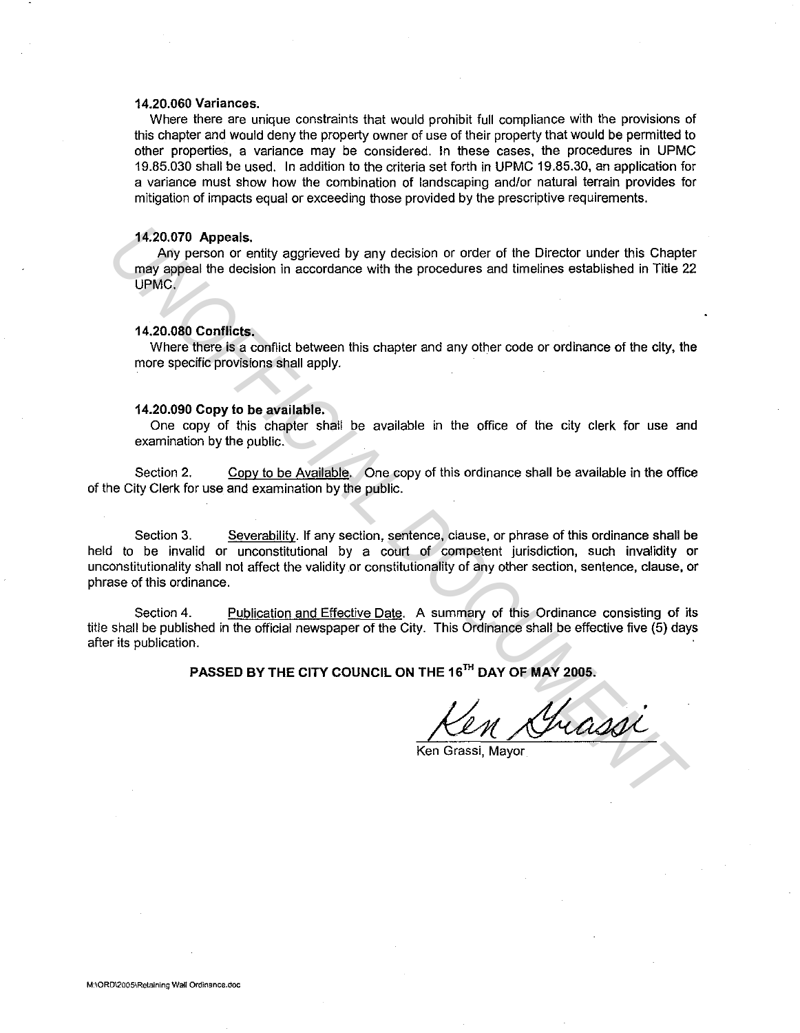**14.20.060 Variances.**

Where there are unique constraints that would prohibit full compliance with the provisions of this chapter and would deny the property owner of use of their property that would be permitted to other properties, a variance may be considered. In these cases, the procedures in UPMC 19.85.030 shall be used. In addition to the criteria set forth in UPMC 19.85.30, an application for a variance must show how the combination of landscaping and/or natural terrain provides for mitigation of impacts equal or exceeding those provided by the prescriptive requirements.

**14.20.070 Appeals.**

Any person or entity aggrieved by any decision or order of the Director under this Chapter may appeal the decision in accordance with the procedures and timelines established in Title 22 UPMC.

**14.20.080 Conflicts.**

Where there is a conflict between this chapter and any other code or ordinance of the city, the more specific provisions shall apply.

**14.20.090 Copy to be available.**

One copy of this chapter shall be available in the office of the city clerk for use and examination by the public.

Section 2. Copy to be Available. One copy of this ordinance shall be available in the office of the City Clerk for use and examination by the public.

Section 3. Severability. If any section, sentence, clause, or phrase of this ordinance shall be held to be invalid or unconstitutional by a court of competent jurisdiction, such invalidity or unconstitutionality shall not affect the validity or constitutionality of any other section, sentence, clause, or phrase of this ordinance.

Section 4. Publication and Effective Date. A summary of this Ordinance consisting of its title shall be published in the official newspaper of the City. This Ordinance shall be effective five (5) days after its publication.

**PASSED BY THE CITY COUNCIL ON THE 16TH DAY OF MAY 2005.**

Ken Grassi

Ken Grassi, Mayor

M:\ORD\2005\Retaining Wall Ordinance.doc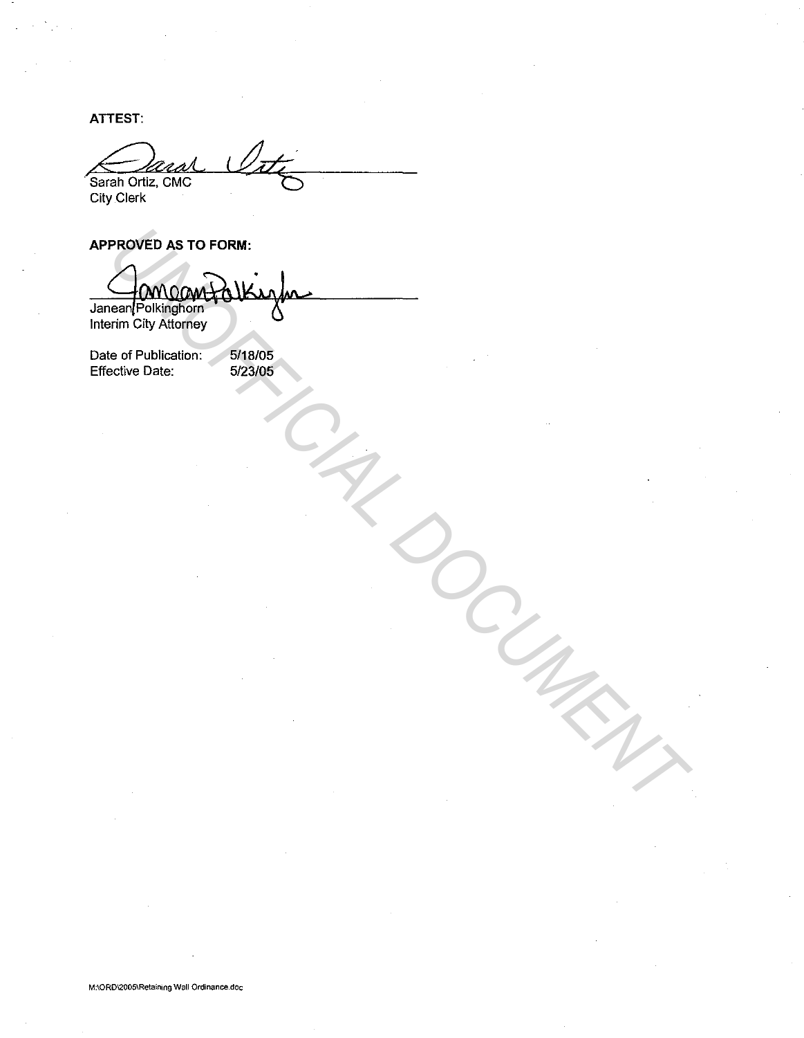**ATTEST:**

Sarah Ortiz, CMC
City Clerk

**APPROVED AS TO FORM:**

Janean Polkinghorn
Interim City Attorney

| | |
|---|---|
| Date of Publication: | 5/18/05 |
| Effective Date: | 5/23/05 |

UNOFFICIAL DOCUMENT

M:\ORD\2005\Retaining Wall Ordinance.doc